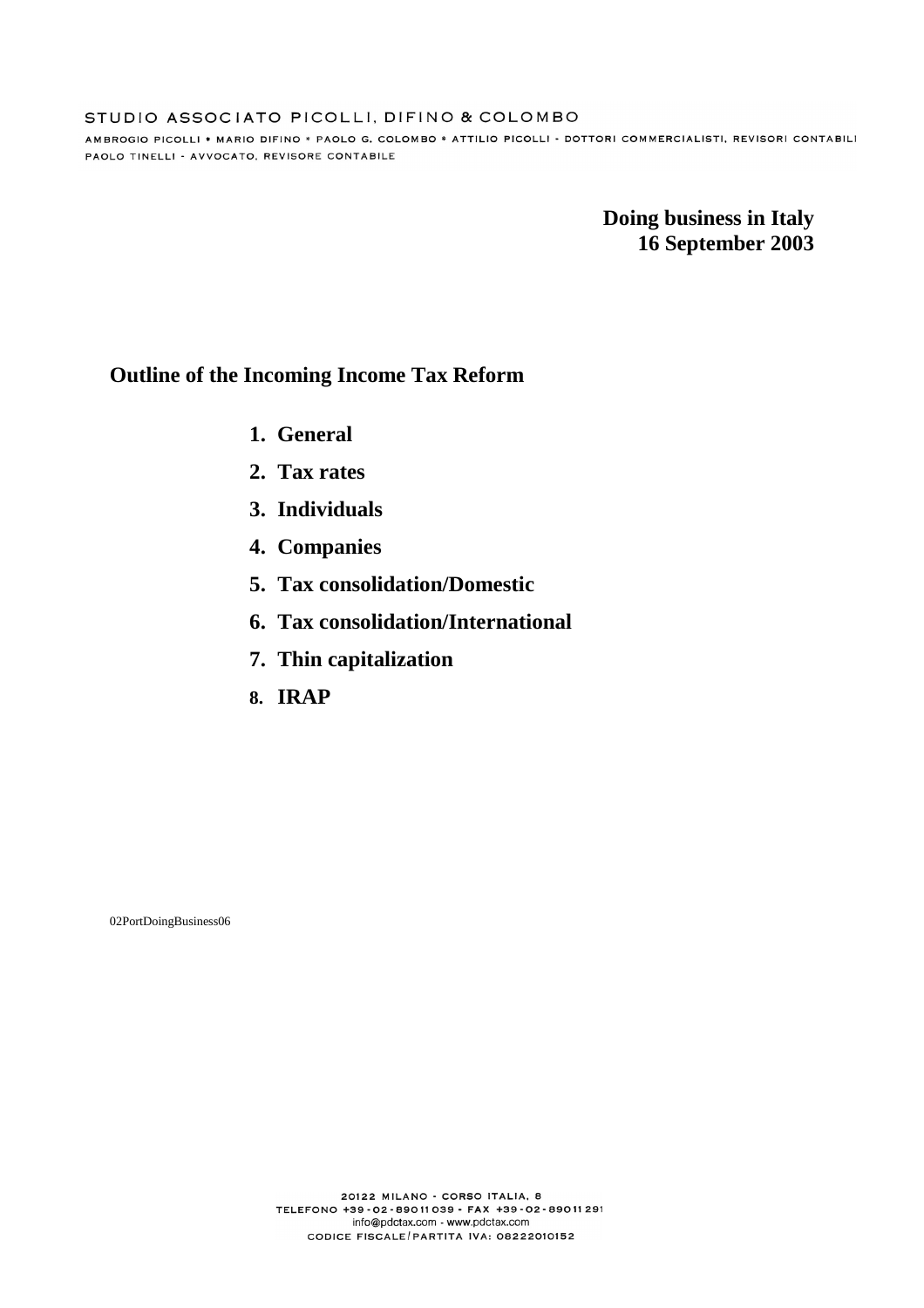STUDIO ASSOCIATO PICOLLI, DIFINO & COLOMBO

AMBROGIO PICOLLI * MARIO DIFINO * PAOLO G. COLOMBO * ATTILIO PICOLLI - DOTTORI COMMERCIALISTI, REVISORI CONTABILI
PAOLO TINELLI - AVVOCATO, REVISORE CONTABILE

**Doing business in Italy**
**16 September 2003**

## Outline of the Incoming Income Tax Reform

1. **General**
2. **Tax rates**
3. **Individuals**
4. **Companies**
5. **Tax consolidation/Domestic**
6. **Tax consolidation/International**
7. **Thin capitalization**
8. **IRAP**

02PortDoingBusiness06

20122 MILANO - CORSO ITALIA, 8
TELEFONO +39-02-89011039 - FAX +39-02-89011291
info@pdctax.com - www.pdctax.com
CODICE FISCALE/PARTITA IVA: 08222010152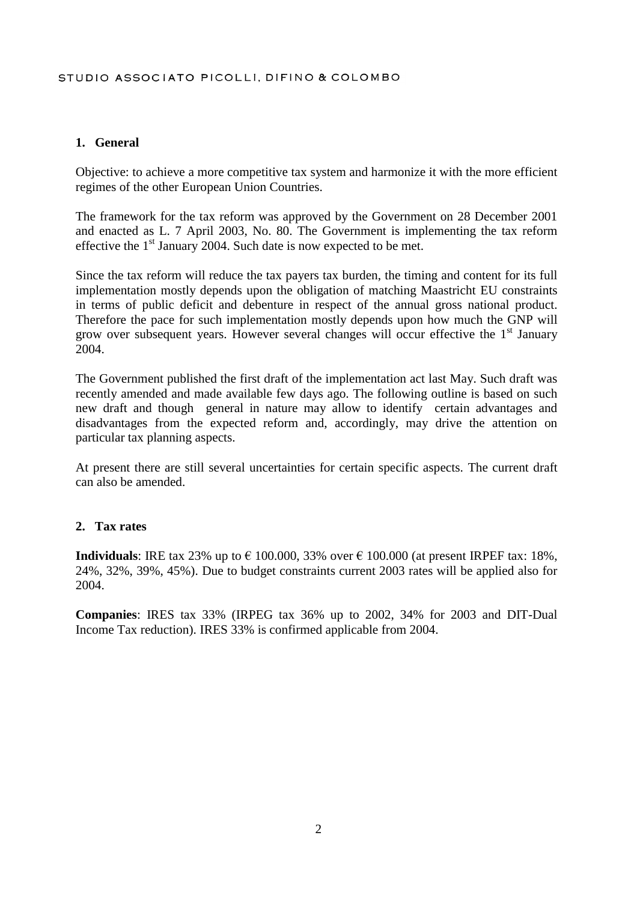## 1. General

Objective: to achieve a more competitive tax system and harmonize it with the more efficient regimes of the other European Union Countries.

The framework for the tax reform was approved by the Government on 28 December 2001 and enacted as L. 7 April 2003, No. 80. The Government is implementing the tax reform effective the 1st January 2004. Such date is now expected to be met.

Since the tax reform will reduce the tax payers tax burden, the timing and content for its full implementation mostly depends upon the obligation of matching Maastricht EU constraints in terms of public deficit and debenture in respect of the annual gross national product. Therefore the pace for such implementation mostly depends upon how much the GNP will grow over subsequent years. However several changes will occur effective the 1st January 2004.

The Government published the first draft of the implementation act last May. Such draft was recently amended and made available few days ago. The following outline is based on such new draft and though general in nature may allow to identify certain advantages and disadvantages from the expected reform and, accordingly, may drive the attention on particular tax planning aspects.

At present there are still several uncertainties for certain specific aspects. The current draft can also be amended.

## 2. Tax rates

**Individuals**: IRE tax 23% up to € 100.000, 33% over € 100.000 (at present IRPEF tax: 18%, 24%, 32%, 39%, 45%). Due to budget constraints current 2003 rates will be applied also for 2004.

**Companies**: IRES tax 33% (IRPEG tax 36% up to 2002, 34% for 2003 and DIT-Dual Income Tax reduction). IRES 33% is confirmed applicable from 2004.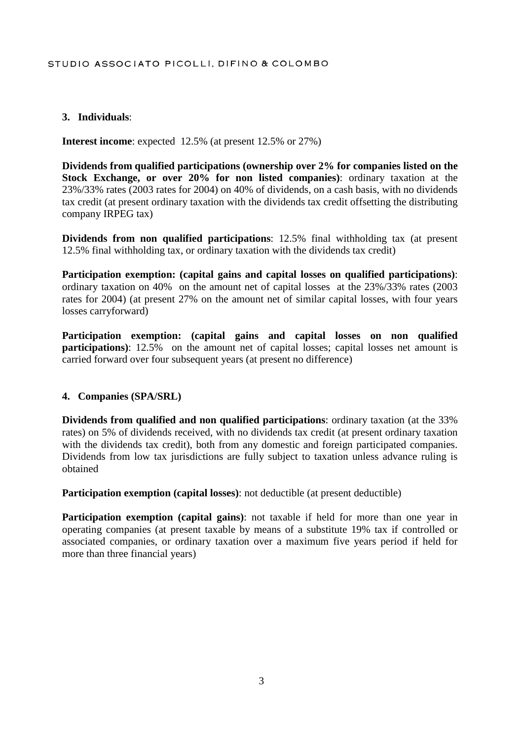## 3. Individuals:

**Interest income**: expected 12.5% (at present 12.5% or 27%)

**Dividends from qualified participations (ownership over 2% for companies listed on the Stock Exchange, or over 20% for non listed companies)**: ordinary taxation at the 23%/33% rates (2003 rates for 2004) on 40% of dividends, on a cash basis, with no dividends tax credit (at present ordinary taxation with the dividends tax credit offsetting the distributing company IRPEG tax)

**Dividends from non qualified participations**: 12.5% final withholding tax (at present 12.5% final withholding tax, or ordinary taxation with the dividends tax credit)

**Participation exemption: (capital gains and capital losses on qualified participations)**: ordinary taxation on 40% on the amount net of capital losses at the 23%/33% rates (2003 rates for 2004) (at present 27% on the amount net of similar capital losses, with four years losses carryforward)

**Participation exemption: (capital gains and capital losses on non qualified participations)**: 12.5% on the amount net of capital losses; capital losses net amount is carried forward over four subsequent years (at present no difference)

## 4. Companies (SPA/SRL)

**Dividends from qualified and non qualified participations**: ordinary taxation (at the 33% rates) on 5% of dividends received, with no dividends tax credit (at present ordinary taxation with the dividends tax credit), both from any domestic and foreign participated companies. Dividends from low tax jurisdictions are fully subject to taxation unless advance ruling is obtained

**Participation exemption (capital losses)**: not deductible (at present deductible)

**Participation exemption (capital gains)**: not taxable if held for more than one year in operating companies (at present taxable by means of a substitute 19% tax if controlled or associated companies, or ordinary taxation over a maximum five years period if held for more than three financial years)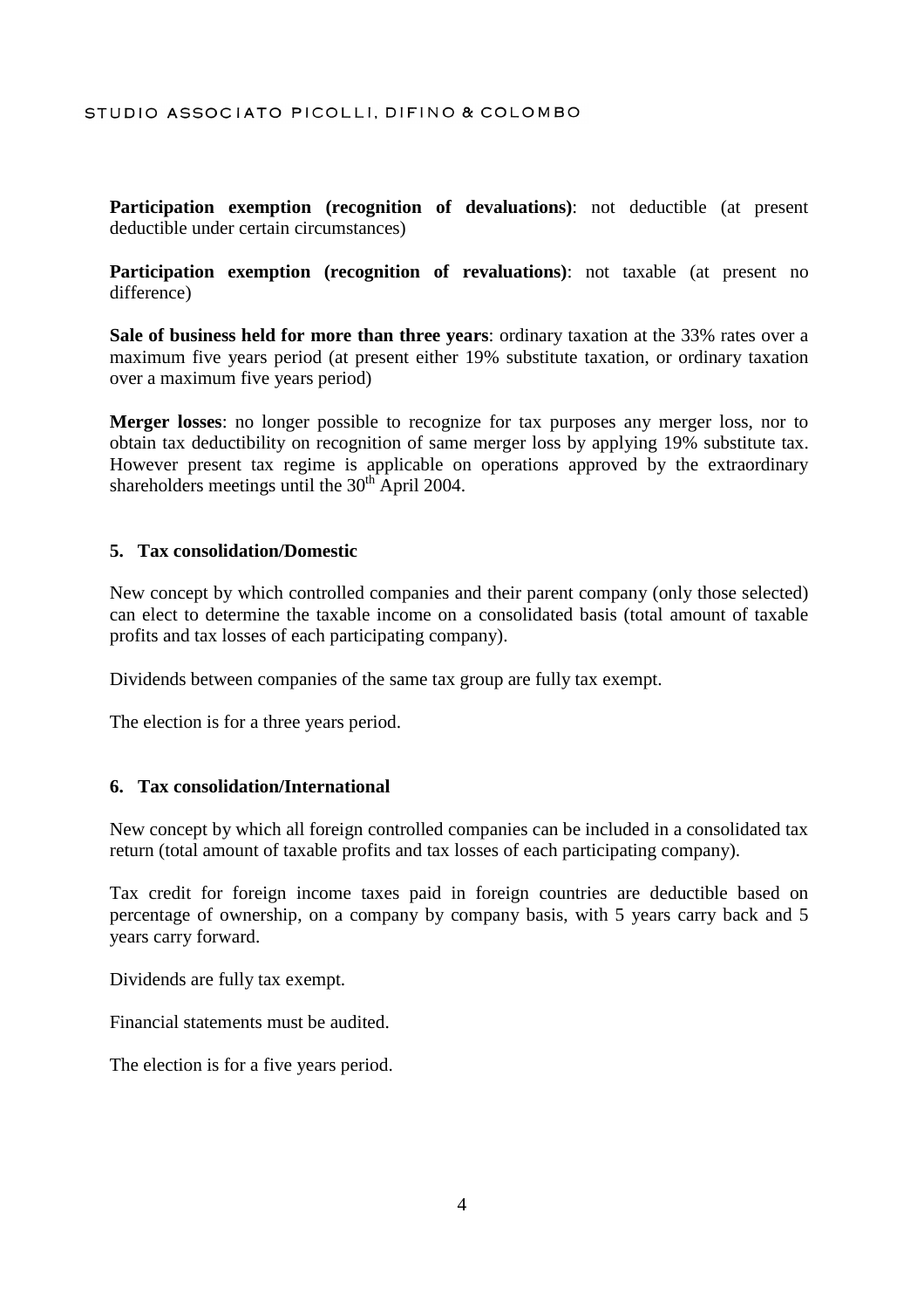**Participation exemption (recognition of devaluations)**: not deductible (at present deductible under certain circumstances)

**Participation exemption (recognition of revaluations)**: not taxable (at present no difference)

**Sale of business held for more than three years**: ordinary taxation at the 33% rates over a maximum five years period (at present either 19% substitute taxation, or ordinary taxation over a maximum five years period)

**Merger losses**: no longer possible to recognize for tax purposes any merger loss, nor to obtain tax deductibility on recognition of same merger loss by applying 19% substitute tax. However present tax regime is applicable on operations approved by the extraordinary shareholders meetings until the 30th April 2004.

## 5. Tax consolidation/Domestic

New concept by which controlled companies and their parent company (only those selected) can elect to determine the taxable income on a consolidated basis (total amount of taxable profits and tax losses of each participating company).

Dividends between companies of the same tax group are fully tax exempt.

The election is for a three years period.

## 6. Tax consolidation/International

New concept by which all foreign controlled companies can be included in a consolidated tax return (total amount of taxable profits and tax losses of each participating company).

Tax credit for foreign income taxes paid in foreign countries are deductible based on percentage of ownership, on a company by company basis, with 5 years carry back and 5 years carry forward.

Dividends are fully tax exempt.

Financial statements must be audited.

The election is for a five years period.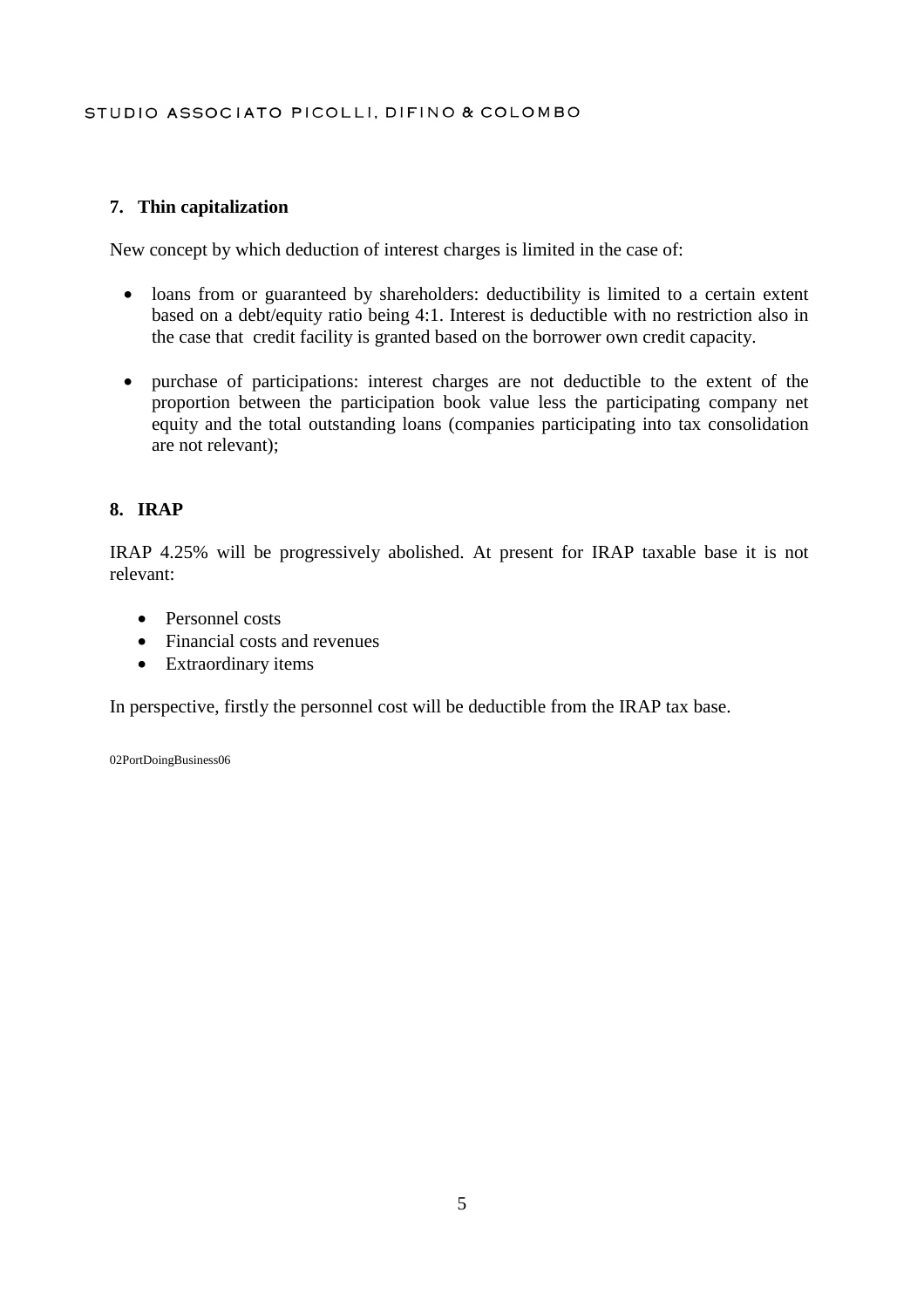## 7. Thin capitalization

New concept by which deduction of interest charges is limited in the case of:

- loans from or guaranteed by shareholders: deductibility is limited to a certain extent based on a debt/equity ratio being 4:1. Interest is deductible with no restriction also in the case that credit facility is granted based on the borrower own credit capacity.

- purchase of participations: interest charges are not deductible to the extent of the proportion between the participation book value less the participating company net equity and the total outstanding loans (companies participating into tax consolidation are not relevant);

## 8. IRAP

IRAP 4.25% will be progressively abolished. At present for IRAP taxable base it is not relevant:

- Personnel costs
- Financial costs and revenues
- Extraordinary items

In perspective, firstly the personnel cost will be deductible from the IRAP tax base.

02PortDoingBusiness06